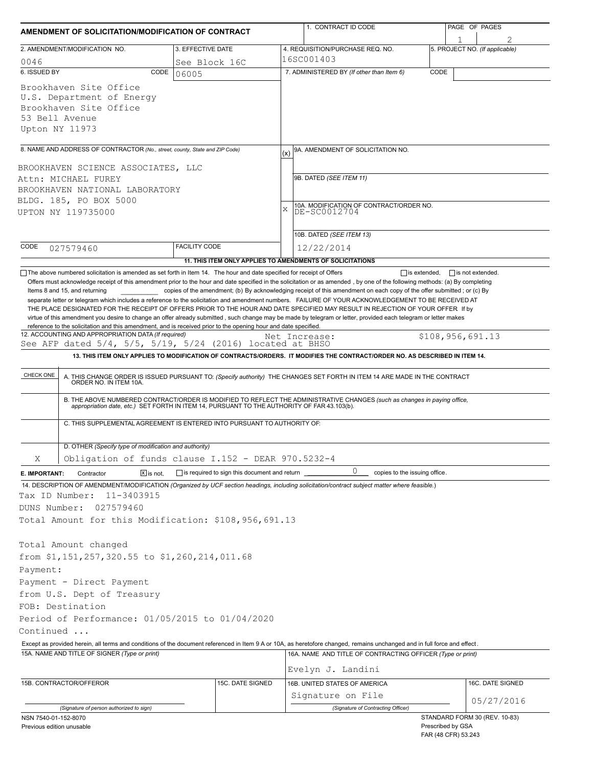# AMENDMENT OF SOLICITATION/MODIFICATION OF CONTRACT

| 1. CONTRACT ID CODE | PAGE OF PAGES |
|---|---|
| | 1 of 2 |

| 2. AMENDMENT/MODIFICATION NO. | 3. EFFECTIVE DATE | 4. REQUISITION/PURCHASE REQ. NO. | 5. PROJECT NO. (If applicable) |
|---|---|---|---|
| 0046 | See Block 16C | 16SC001403 | |

**6. ISSUED BY** CODE 06005

Brookhaven Site Office
U.S. Department of Energy
Brookhaven Site Office
53 Bell Avenue
Upton NY 11973

**7. ADMINISTERED BY** (If other than Item 6) CODE

**8. NAME AND ADDRESS OF CONTRACTOR** (No., street, county, State and ZIP Code)

BROOKHAVEN SCIENCE ASSOCIATES, LLC
Attn: MICHAEL FUREY
BROOKHAVEN NATIONAL LABORATORY
BLDG. 185, PO BOX 5000
UPTON NY 119735000

CODE 027579460 FACILITY CODE

(x) 9A. AMENDMENT OF SOLICITATION NO.

9B. DATED (SEE ITEM 11)

X 10A. MODIFICATION OF CONTRACT/ORDER NO. DE-SC0012704

10B. DATED (SEE ITEM 13) 12/22/2014

**11. THIS ITEM ONLY APPLIES TO AMENDMENTS OF SOLICITATIONS**

☐ The above numbered solicitation is amended as set forth in Item 14. The hour and date specified for receipt of Offers ☐ is extended, ☐ is not extended.
Offers must acknowledge receipt of this amendment prior to the hour and date specified in the solicitation or as amended , by one of the following methods: (a) By completing Items 8 and 15, and returning \_\_\_\_\_\_\_\_ copies of the amendment; (b) By acknowledging receipt of this amendment on each copy of the offer submitted ; or (c) By separate letter or telegram which includes a reference to the solicitation and amendment numbers. FAILURE OF YOUR ACKNOWLEDGEMENT TO BE RECEIVED AT THE PLACE DESIGNATED FOR THE RECEIPT OF OFFERS PRIOR TO THE HOUR AND DATE SPECIFIED MAY RESULT IN REJECTION OF YOUR OFFER If by virtue of this amendment you desire to change an offer already submitted , such change may be made by telegram or letter, provided each telegram or letter makes reference to the solicitation and this amendment, and is received prior to the opening hour and date specified.

**12. ACCOUNTING AND APPROPRIATION DATA** (If required)
See AFP dated 5/4, 5/5, 5/19, 5/24 (2016) located at BHSO — Net Increase: $108,956,691.13

**13. THIS ITEM ONLY APPLIES TO MODIFICATION OF CONTRACTS/ORDERS. IT MODIFIES THE CONTRACT/ORDER NO. AS DESCRIBED IN ITEM 14.**

| CHECK ONE | |
|---|---|
| | A. THIS CHANGE ORDER IS ISSUED PURSUANT TO: (Specify authority) THE CHANGES SET FORTH IN ITEM 14 ARE MADE IN THE CONTRACT ORDER NO. IN ITEM 10A. |
| | B. THE ABOVE NUMBERED CONTRACT/ORDER IS MODIFIED TO REFLECT THE ADMINISTRATIVE CHANGES (such as changes in paying office, appropriation date, etc.) SET FORTH IN ITEM 14, PURSUANT TO THE AUTHORITY OF FAR 43.103(b). |
| | C. THIS SUPPLEMENTAL AGREEMENT IS ENTERED INTO PURSUANT TO AUTHORITY OF: |
| X | D. OTHER (Specify type of modification and authority) Obligation of funds clause I.152 - DEAR 970.5232-4 |

**E. IMPORTANT:** Contractor ☒ is not, ☐ is required to sign this document and return 0 copies to the issuing office.

**14. DESCRIPTION OF AMENDMENT/MODIFICATION** (Organized by UCF section headings, including solicitation/contract subject matter where feasible.)

Tax ID Number: 11-3403915
DUNS Number: 027579460
Total Amount for this Modification: $108,956,691.13

Total Amount changed
from $1,151,257,320.55 to $1,260,214,011.68
Payment:
Payment - Direct Payment
from U.S. Dept of Treasury
FOB: Destination
Period of Performance: 01/05/2015 to 01/04/2020
Continued ...

Except as provided herein, all terms and conditions of the document referenced in Item 9 A or 10A, as heretofore changed, remains unchanged and in full force and effect.

| 15A. NAME AND TITLE OF SIGNER (Type or print) | | 16A. NAME AND TITLE OF CONTRACTING OFFICER (Type or print) | |
|---|---|---|---|
| | | Evelyn J. Landini | |
| 15B. CONTRACTOR/OFFEROR | 15C. DATE SIGNED | 16B. UNITED STATES OF AMERICA | 16C. DATE SIGNED |
| (Signature of person authorized to sign) | | Signature on File (Signature of Contracting Officer) | 05/27/2016 |

NSN 7540-01-152-8070
Previous edition unusable

STANDARD FORM 30 (REV. 10-83)
Prescribed by GSA
FAR (48 CFR) 53.243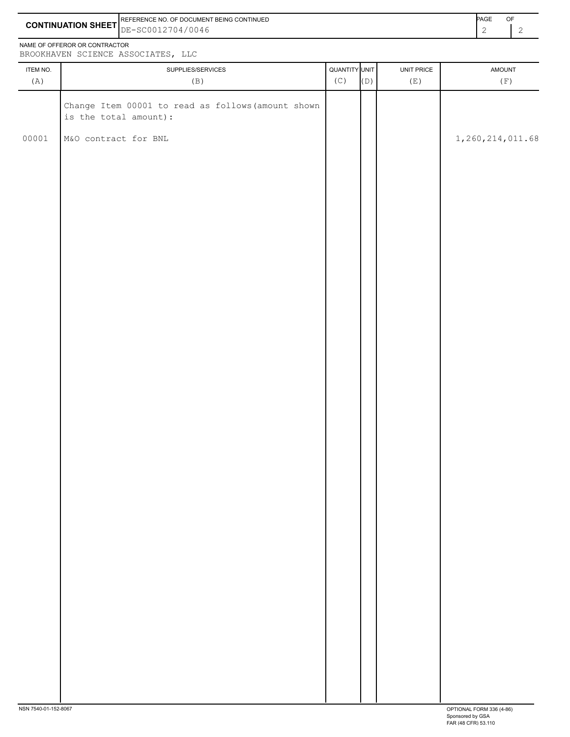**CONTINUATION SHEET**

REFERENCE NO. OF DOCUMENT BEING CONTINUED: DE-SC0012704/0046

NAME OF OFFEROR OR CONTRACTOR: BROOKHAVEN SCIENCE ASSOCIATES, LLC

| ITEM NO. (A) | SUPPLIES/SERVICES (B) | QUANTITY (C) | UNIT (D) | UNIT PRICE (E) | AMOUNT (F) |
|---|---|---|---|---|---|
| | Change Item 00001 to read as follows(amount shown is the total amount): | | | | |
| 00001 | M&O contract for BNL | | | | 1,260,214,011.68 |

NSN 7540-01-152-8067

OPTIONAL FORM 336 (4-86)
Sponsored by GSA
FAR (48 CFR) 53.110